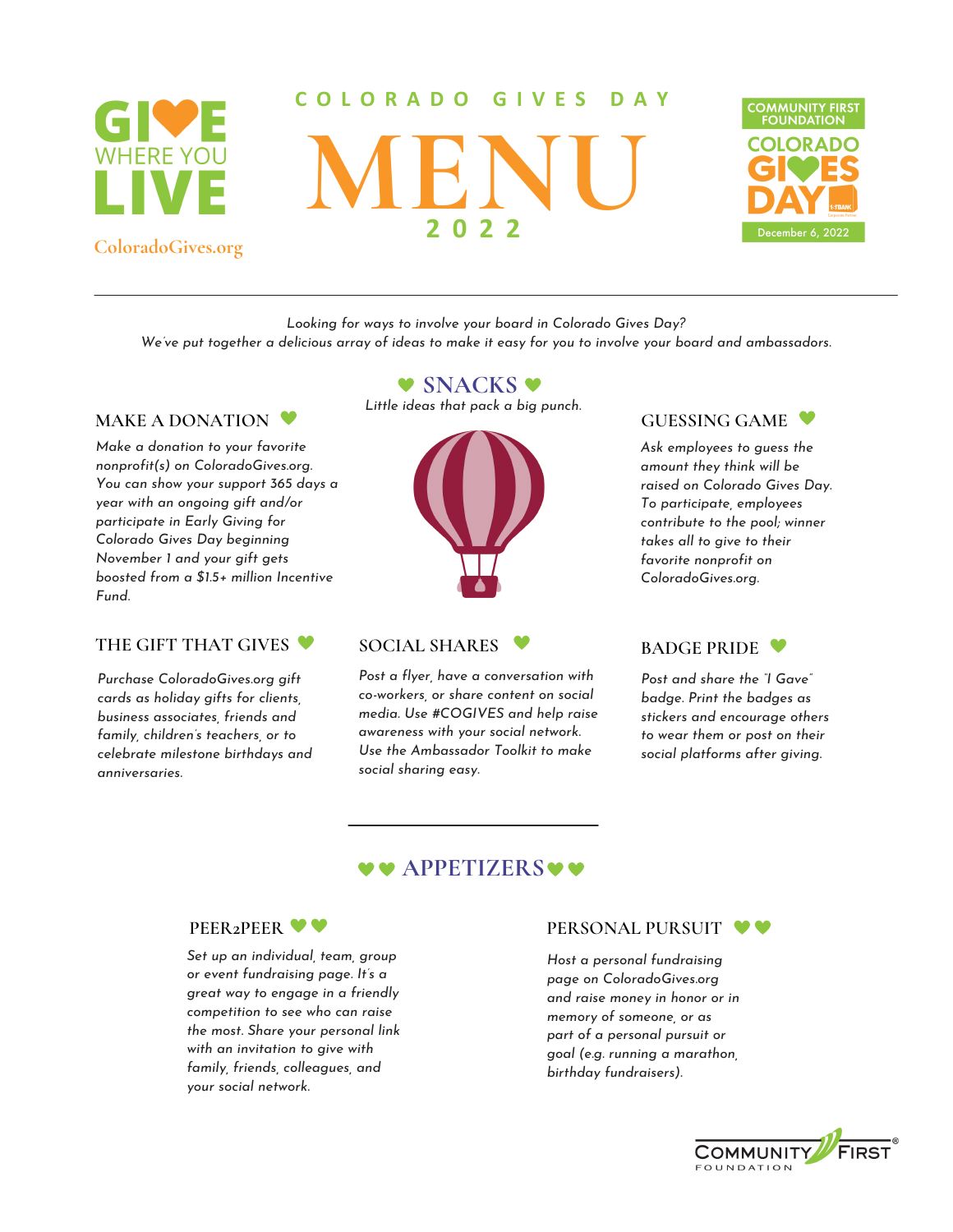GIVE WHERE YOU LIVE

ColoradoGives.org

# COLORADO GIVES DAY MENU 2022

COMMUNITY FIRST FOUNDATION
COLORADO GIVES DAY
December 6, 2022

*Looking for ways to involve your board in Colorado Gives Day?*
*We've put together a delicious array of ideas to make it easy for you to involve your board and ambassadors.*

## SNACKS

*Little ideas that pack a big punch.*

### MAKE A DONATION

*Make a donation to your favorite nonprofit(s) on ColoradoGives.org. You can show your support 365 days a year with an ongoing gift and/or participate in Early Giving for Colorado Gives Day beginning November 1 and your gift gets boosted from a $1.5+ million Incentive Fund.*

### GUESSING GAME

*Ask employees to guess the amount they think will be raised on Colorado Gives Day. To participate, employees contribute to the pool; winner takes all to give to their favorite nonprofit on ColoradoGives.org.*

### THE GIFT THAT GIVES

*Purchase ColoradoGives.org gift cards as holiday gifts for clients, business associates, friends and family, children's teachers, or to celebrate milestone birthdays and anniversaries.*

### SOCIAL SHARES

*Post a flyer, have a conversation with co-workers, or share content on social media. Use #COGIVES and help raise awareness with your social network. Use the Ambassador Toolkit to make social sharing easy.*

### BADGE PRIDE

*Post and share the "I Gave" badge. Print the badges as stickers and encourage others to wear them or post on their social platforms after giving.*

## APPETIZERS

### PEER2PEER

*Set up an individual, team, group or event fundraising page. It's a great way to engage in a friendly competition to see who can raise the most. Share your personal link with an invitation to give with family, friends, colleagues, and your social network.*

### PERSONAL PURSUIT

*Host a personal fundraising page on ColoradoGives.org and raise money in honor or in memory of someone, or as part of a personal pursuit or goal (e.g. running a marathon, birthday fundraisers).*

COMMUNITY FIRST FOUNDATION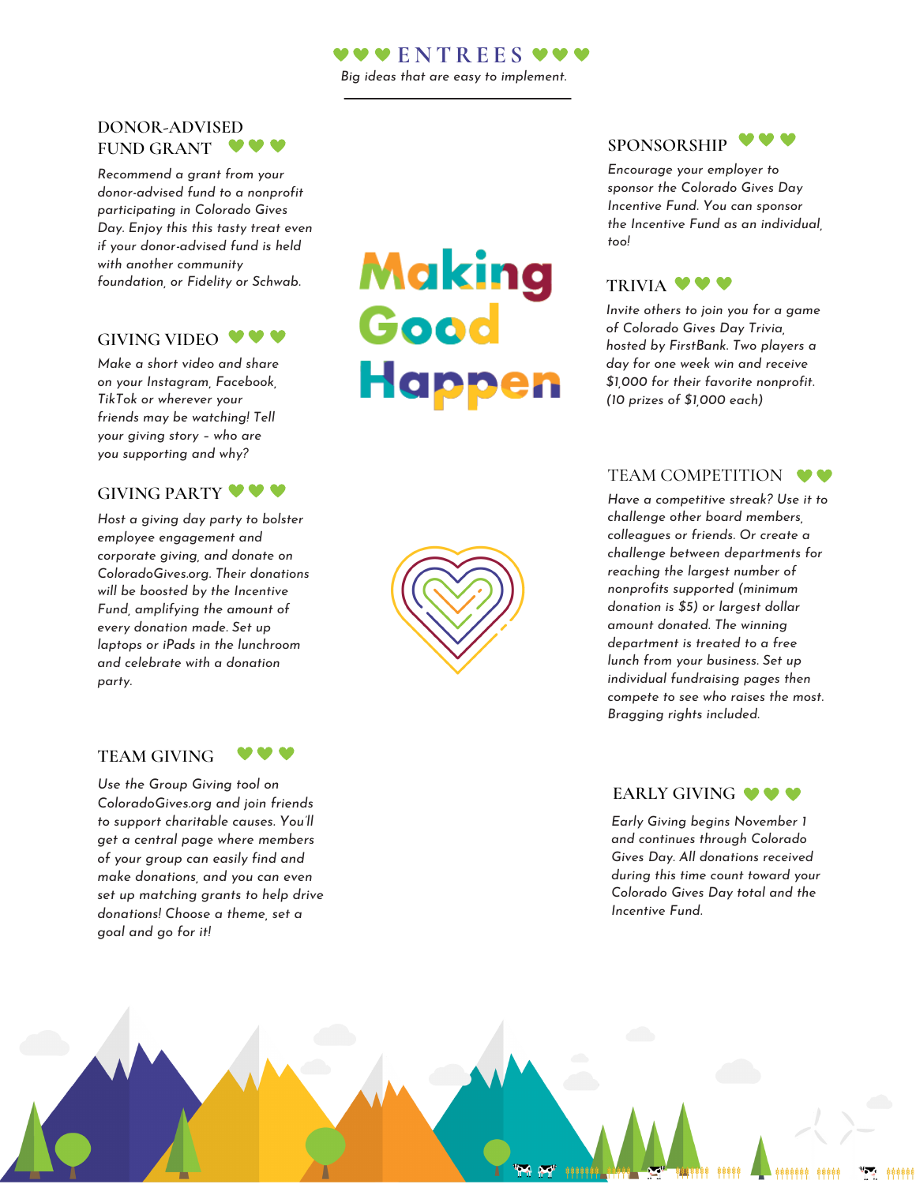# ENTREES

*Big ideas that are easy to implement.*

## DONOR-ADVISED FUND GRANT

*Recommend a grant from your donor-advised fund to a nonprofit participating in Colorado Gives Day. Enjoy this this tasty treat even if your donor-advised fund is held with another community foundation, or Fidelity or Schwab.*

## GIVING VIDEO

*Make a short video and share on your Instagram, Facebook, TikTok or wherever your friends may be watching! Tell your giving story – who are you supporting and why?*

## GIVING PARTY

*Host a giving day party to bolster employee engagement and corporate giving, and donate on ColoradoGives.org. Their donations will be boosted by the Incentive Fund, amplifying the amount of every donation made. Set up laptops or iPads in the lunchroom and celebrate with a donation party.*

## TEAM GIVING

*Use the Group Giving tool on ColoradoGives.org and join friends to support charitable causes. You'll get a central page where members of your group can easily find and make donations, and you can even set up matching grants to help drive donations! Choose a theme, set a goal and go for it!*

Making Good Happen

## SPONSORSHIP

*Encourage your employer to sponsor the Colorado Gives Day Incentive Fund. You can sponsor the Incentive Fund as an individual, too!*

## TRIVIA

*Invite others to join you for a game of Colorado Gives Day Trivia, hosted by FirstBank. Two players a day for one week win and receive $1,000 for their favorite nonprofit. (10 prizes of $1,000 each)*

## TEAM COMPETITION

*Have a competitive streak? Use it to challenge other board members, colleagues or friends. Or create a challenge between departments for reaching the largest number of nonprofits supported (minimum donation is $5) or largest dollar amount donated. The winning department is treated to a free lunch from your business. Set up individual fundraising pages then compete to see who raises the most. Bragging rights included.*

## EARLY GIVING

*Early Giving begins November 1 and continues through Colorado Gives Day. All donations received during this time count toward your Colorado Gives Day total and the Incentive Fund.*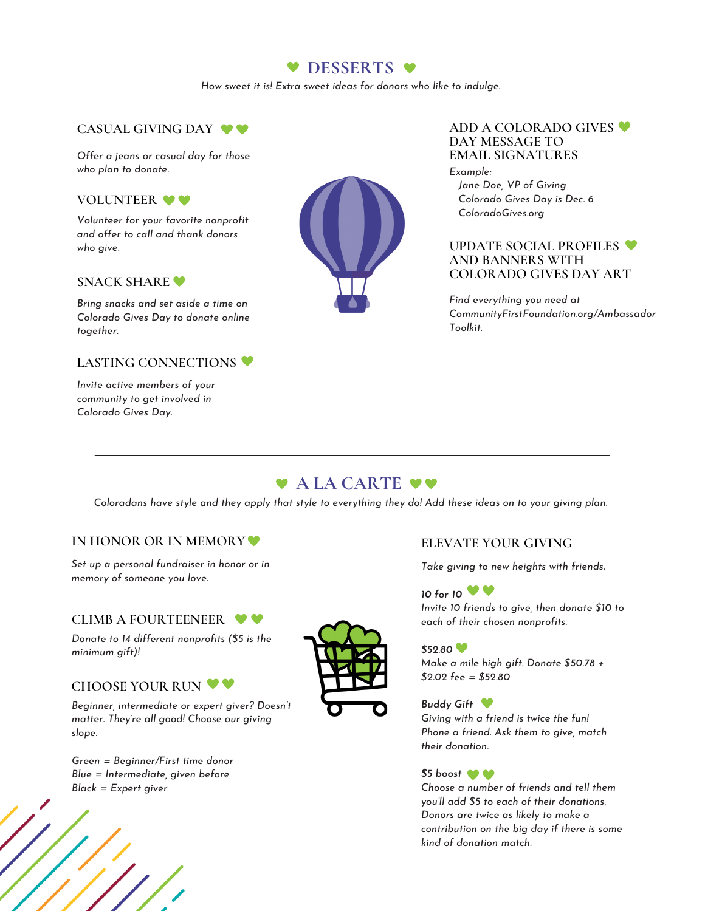## DESSERTS

*How sweet it is! Extra sweet ideas for donors who like to indulge.*

### CASUAL GIVING DAY

*Offer a jeans or casual day for those who plan to donate.*

### VOLUNTEER

*Volunteer for your favorite nonprofit and offer to call and thank donors who give.*

### SNACK SHARE

*Bring snacks and set aside a time on Colorado Gives Day to donate online together.*

### LASTING CONNECTIONS

*Invite active members of your community to get involved in Colorado Gives Day.*

### ADD A COLORADO GIVES DAY MESSAGE TO EMAIL SIGNATURES

*Example:*
*Jane Doe, VP of Giving*
*Colorado Gives Day is Dec. 6*
*ColoradoGives.org*

### UPDATE SOCIAL PROFILES AND BANNERS WITH COLORADO GIVES DAY ART

*Find everything you need at CommunityFirstFoundation.org/Ambassador Toolkit.*

---

## A LA CARTE

*Coloradans have style and they apply that style to everything they do! Add these ideas on to your giving plan.*

### IN HONOR OR IN MEMORY

*Set up a personal fundraiser in honor or in memory of someone you love.*

### CLIMB A FOURTEENEER

*Donate to 14 different nonprofits ($5 is the minimum gift)!*

### CHOOSE YOUR RUN

*Beginner, intermediate or expert giver? Doesn't matter. They're all good! Choose our giving slope.*

*Green = Beginner/First time donor*
*Blue = Intermediate, given before*
*Black = Expert giver*

### ELEVATE YOUR GIVING

*Take giving to new heights with friends.*

***10 for 10***
*Invite 10 friends to give, then donate $10 to each of their chosen nonprofits.*

***$52.80***
*Make a mile high gift. Donate $50.78 + $2.02 fee = $52.80*

***Buddy Gift***
*Giving with a friend is twice the fun! Phone a friend. Ask them to give, match their donation.*

***$5 boost***
*Choose a number of friends and tell them you'll add $5 to each of their donations. Donors are twice as likely to make a contribution on the big day if there is some kind of donation match.*